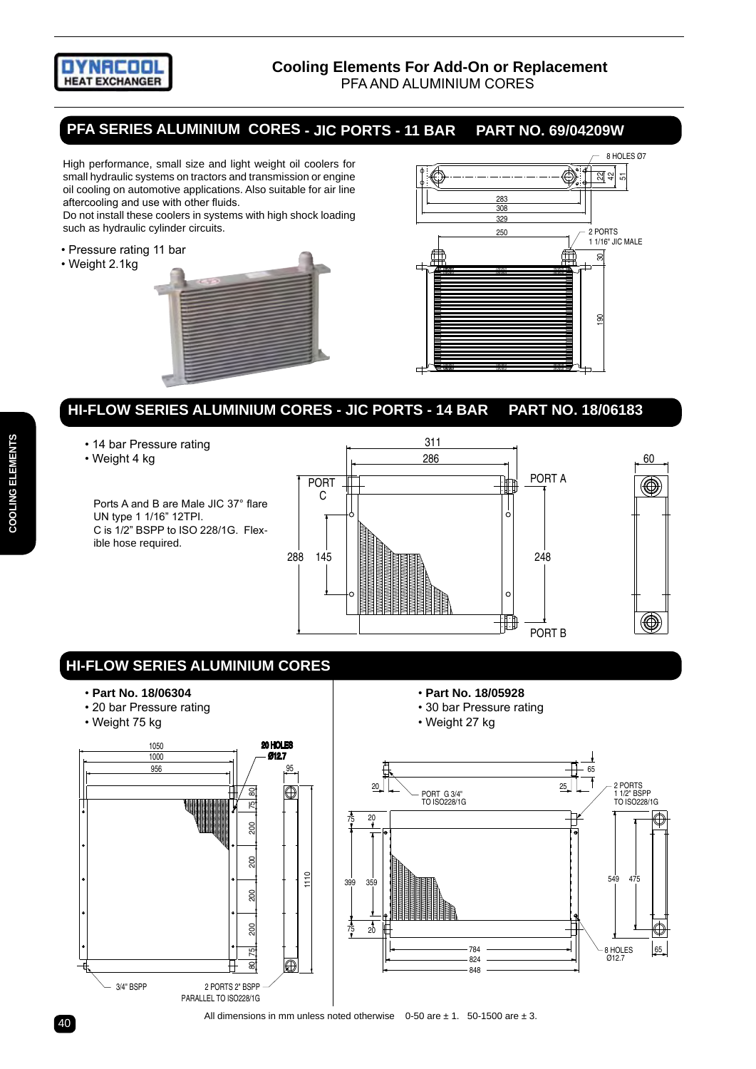# Cooling Elements For Add-On or Replacement

PFA AND ALUMINIUM CORES

## PFA SERIES ALUMINIUM CORES - JIC PORTS - 11 BAR PART NO. 69/04209W

High performance, small size and light weight oil coolers for small hydraulic systems on tractors and transmission or engine oil cooling on automotive applications. Also suitable for air line aftercooling and use with other fluids.
Do not install these coolers in systems with high shock loading such as hydraulic cylinder circuits.

- Pressure rating 11 bar
- Weight 2.1kg

8 HOLES Ø7

283, 308, 329, 22, 42, 51

250

2 PORTS 1 1/16" JIC MALE

30, 190

## HI-FLOW SERIES ALUMINIUM CORES - JIC PORTS - 14 BAR PART NO. 18/06183

- 14 bar Pressure rating
- Weight 4 kg

Ports A and B are Male JIC 37° flare UN type 1 1/16" 12TPI.
C is 1/2" BSPP to ISO 228/1G. Flexible hose required.

311, 286, 60

PORT C, PORT A, PORT B

288, 145, 248

## HI-FLOW SERIES ALUMINIUM CORES

- **Part No. 18/06304**
- 20 bar Pressure rating
- Weight 75 kg

1050, 1000, 956, 95

20 HOLES Ø12.7

80, 75, 200, 200, 200, 200, 75, 80, 1110

3/4" BSPP

2 PORTS 2" BSPP PARALLEL TO ISO228/1G

- **Part No. 18/05928**
- 30 bar Pressure rating
- Weight 27 kg

20, 25, 65

PORT G 3/4" TO ISO228/1G

2 PORTS 1 1/2" BSPP TO ISO228/1G

75, 20, 399, 359, 75, 20

549, 475, 65

784, 824, 848

8 HOLES Ø12.7

All dimensions in mm unless noted otherwise 0-50 are ± 1. 50-1500 are ± 3.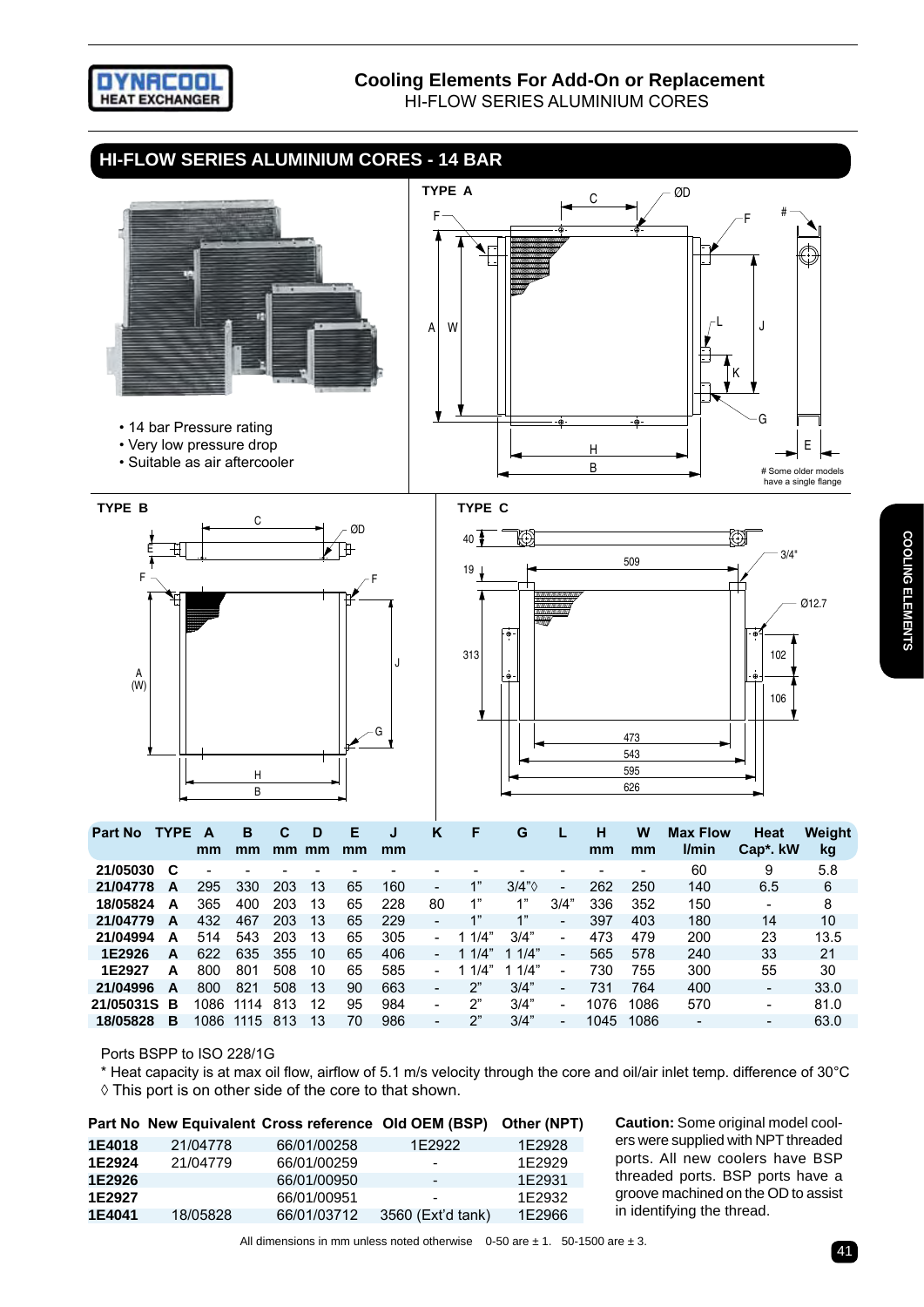## Cooling Elements For Add-On or Replacement

HI-FLOW SERIES ALUMINIUM CORES

## HI-FLOW SERIES ALUMINIUM CORES - 14 BAR

- 14 bar Pressure rating
- Very low pressure drop
- Suitable as air aftercooler

TYPE A

C
ØD
F
F
#
A
W
L
J
K
G
H
B
E

# Some older models have a single flange

TYPE B

C
ØD
E
F
F
A (W)
J
G
H
B

TYPE C

40
509
3/4"
19
Ø12.7
313
102
106
473
543
595
626

| Part No | TYPE | A mm | B mm | C mm | D mm | E mm | J mm | K | F | G | L | H mm | W mm | Max Flow l/min | Heat Cap*. kW | Weight kg |
|---|---|---|---|---|---|---|---|---|---|---|---|---|---|---|---|---|
| 21/05030 | C | - | - | - | - | - | - | - | - | - | - | - | - | 60 | 9 | 5.8 |
| 21/04778 | A | 295 | 330 | 203 | 13 | 65 | 160 | - | 1" | 3/4"◊ | - | 262 | 250 | 140 | 6.5 | 6 |
| 18/05824 | A | 365 | 400 | 203 | 13 | 65 | 228 | 80 | 1" | 1" | 3/4" | 336 | 352 | 150 | - | 8 |
| 21/04779 | A | 432 | 467 | 203 | 13 | 65 | 229 | - | 1" | 1" | - | 397 | 403 | 180 | 14 | 10 |
| 21/04994 | A | 514 | 543 | 203 | 13 | 65 | 305 | - | 1 1/4" | 3/4" | - | 473 | 479 | 200 | 23 | 13.5 |
| 1E2926 | A | 622 | 635 | 355 | 10 | 65 | 406 | - | 1 1/4" | 1 1/4" | - | 565 | 578 | 240 | 33 | 21 |
| 1E2927 | A | 800 | 801 | 508 | 10 | 65 | 585 | - | 1 1/4" | 1 1/4" | - | 730 | 755 | 300 | 55 | 30 |
| 21/04996 | A | 800 | 821 | 508 | 13 | 90 | 663 | - | 2" | 3/4" | - | 731 | 764 | 400 | - | 33.0 |
| 21/05031S | B | 1086 | 1114 | 813 | 12 | 95 | 984 | - | 2" | 3/4" | - | 1076 | 1086 | 570 | - | 81.0 |
| 18/05828 | B | 1086 | 1115 | 813 | 13 | 70 | 986 | - | 2" | 3/4" | - | 1045 | 1086 | - | - | 63.0 |

Ports BSPP to ISO 228/1G

* Heat capacity is at max oil flow, airflow of 5.1 m/s velocity through the core and oil/air inlet temp. difference of 30°C

◊ This port is on other side of the core to that shown.

| Part No | New Equivalent | Cross reference | Old OEM (BSP) | Other (NPT) |
|---|---|---|---|---|
| 1E4018 | 21/04778 | 66/01/00258 | 1E2922 | 1E2928 |
| 1E2924 | 21/04779 | 66/01/00259 | - | 1E2929 |
| 1E2926 | | 66/01/00950 | - | 1E2931 |
| 1E2927 | | 66/01/00951 | - | 1E2932 |
| 1E4041 | 18/05828 | 66/01/03712 | 3560 (Ext'd tank) | 1E2966 |

**Caution:** Some original model coolers were supplied with NPT threaded ports. All new coolers have BSP threaded ports. BSP ports have a groove machined on the OD to assist in identifying the thread.

All dimensions in mm unless noted otherwise  0-50 are ± 1.  50-1500 are ± 3.